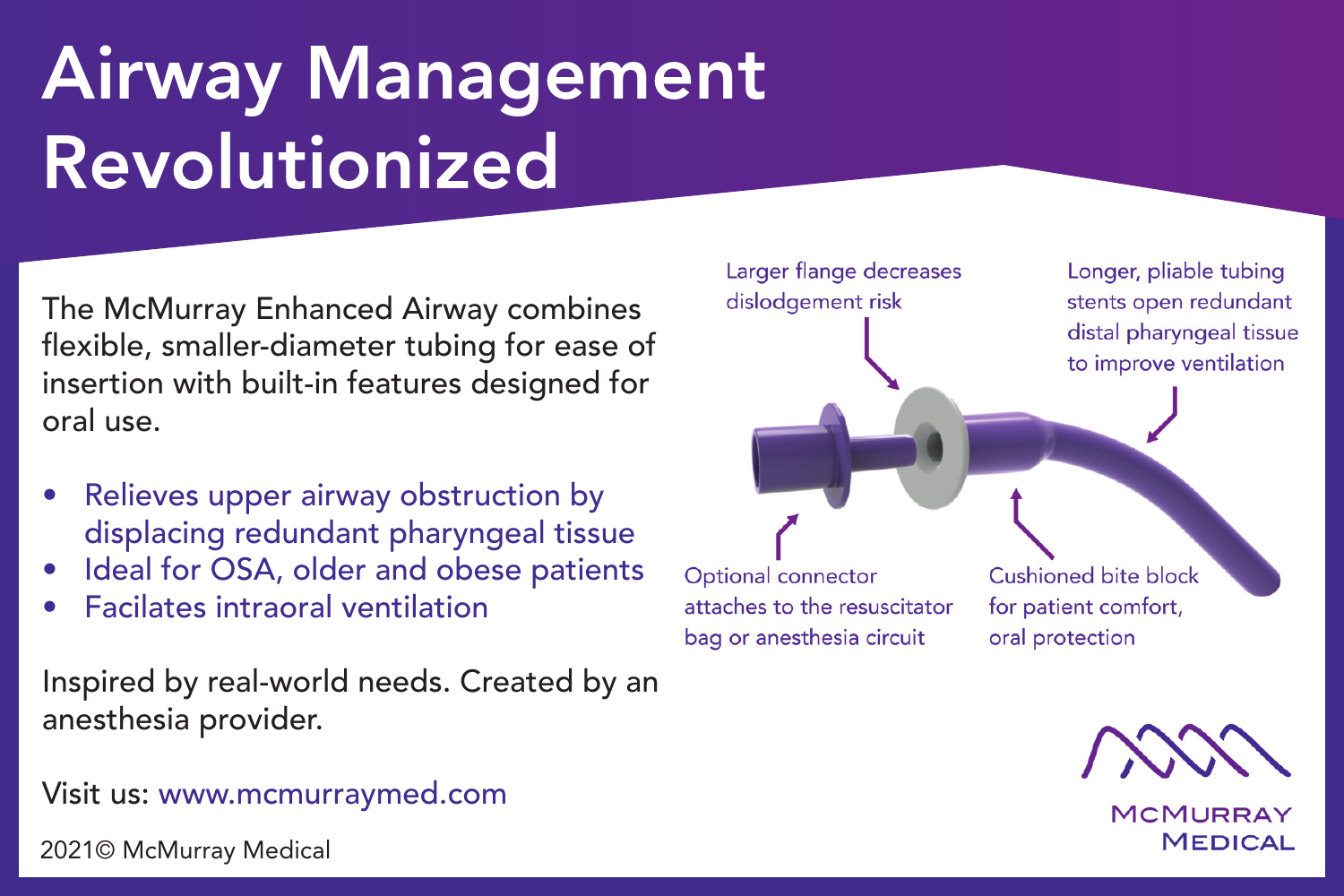# Airway Management Revolutionized

The McMurray Enhanced Airway combines flexible, smaller-diameter tubing for ease of insertion with built-in features designed for oral use.

- Relieves upper airway obstruction by displacing redundant pharyngeal tissue
- Ideal for OSA, older and obese patients
- Facilates intraoral ventilation

Inspired by real-world needs. Created by an anesthesia provider.

Visit us: www.mcmurraymed.com

2021© McMurray Medical

Larger flange decreases dislodgement risk

Longer, pliable tubing stents open redundant distal pharyngeal tissue to improve ventilation

Optional connector attaches to the resuscitator bag or anesthesia circuit

Cushioned bite block for patient comfort, oral protection

McMurray Medical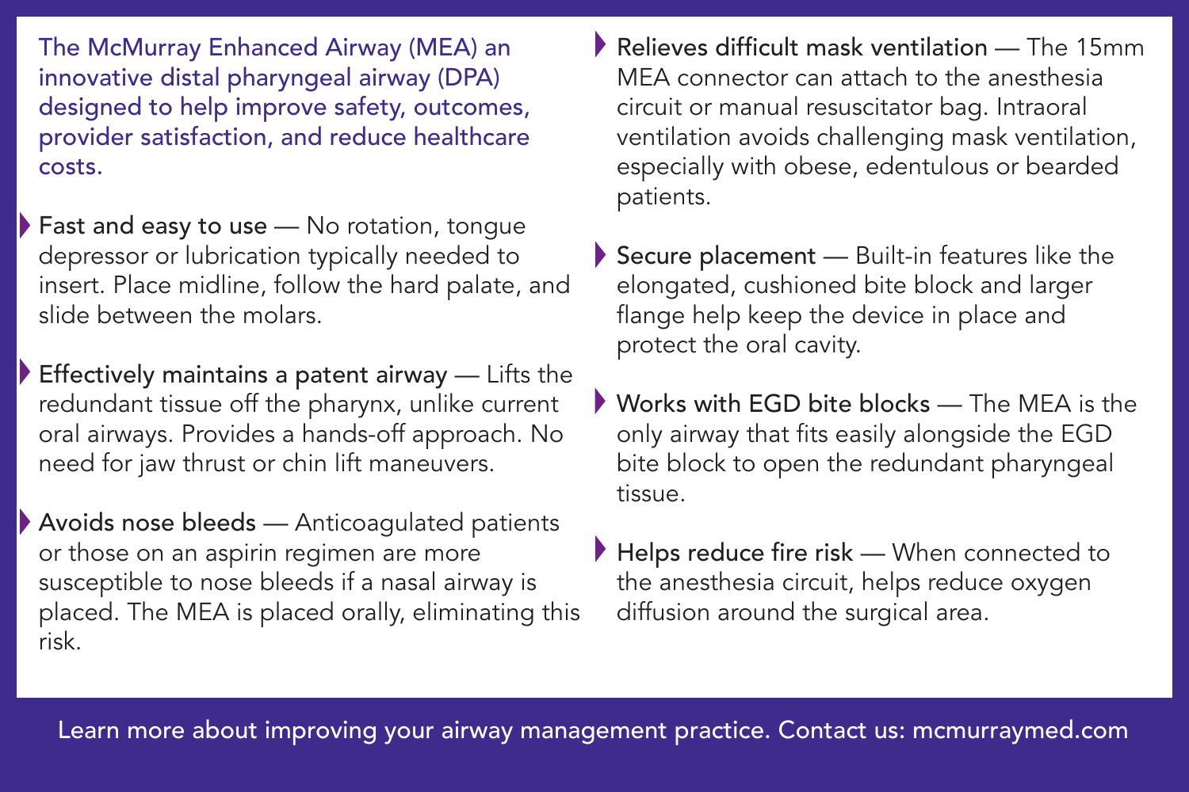The McMurray Enhanced Airway (MEA) an innovative distal pharyngeal airway (DPA) designed to help improve safety, outcomes, provider satisfaction, and reduce healthcare costs.

- **Fast and easy to use** — No rotation, tongue depressor or lubrication typically needed to insert. Place midline, follow the hard palate, and slide between the molars.
- **Effectively maintains a patent airway** — Lifts the redundant tissue off the pharynx, unlike current oral airways. Provides a hands-off approach. No need for jaw thrust or chin lift maneuvers.
- **Avoids nose bleeds** — Anticoagulated patients or those on an aspirin regimen are more susceptible to nose bleeds if a nasal airway is placed. The MEA is placed orally, eliminating this risk.
- **Relieves difficult mask ventilation** — The 15mm MEA connector can attach to the anesthesia circuit or manual resuscitator bag. Intraoral ventilation avoids challenging mask ventilation, especially with obese, edentulous or bearded patients.
- **Secure placement** — Built-in features like the elongated, cushioned bite block and larger flange help keep the device in place and protect the oral cavity.
- **Works with EGD bite blocks** — The MEA is the only airway that fits easily alongside the EGD bite block to open the redundant pharyngeal tissue.
- **Helps reduce fire risk** — When connected to the anesthesia circuit, helps reduce oxygen diffusion around the surgical area.

Learn more about improving your airway management practice. Contact us: mcmurraymed.com